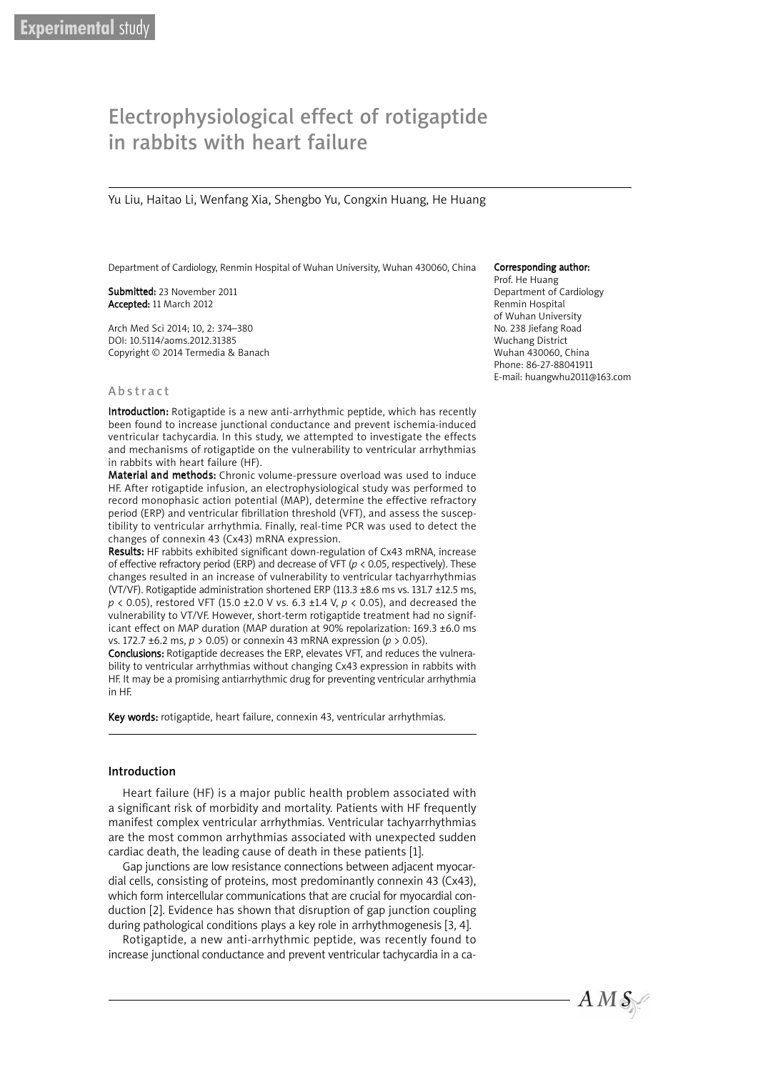Experimental study

# Electrophysiological effect of rotigaptide in rabbits with heart failure

Yu Liu, Haitao Li, Wenfang Xia, Shengbo Yu, Congxin Huang, He Huang

Department of Cardiology, Renmin Hospital of Wuhan University, Wuhan 430060, China

**Submitted:** 23 November 2011
**Accepted:** 11 March 2012

Arch Med Sci 2014; 10, 2: 374–380
DOI: 10.5114/aoms.2012.31385
Copyright © 2014 Termedia & Banach

**Corresponding author:**
Prof. He Huang
Department of Cardiology
Renmin Hospital
of Wuhan University
No. 238 Jiefang Road
Wuchang District
Wuhan 430060, China
Phone: 86-27-88041911
E-mail: huangwhu2011@163.com

## Abstract

**Introduction:** Rotigaptide is a new anti-arrhythmic peptide, which has recently been found to increase junctional conductance and prevent ischemia-induced ventricular tachycardia. In this study, we attempted to investigate the effects and mechanisms of rotigaptide on the vulnerability to ventricular arrhythmias in rabbits with heart failure (HF).

**Material and methods:** Chronic volume-pressure overload was used to induce HF. After rotigaptide infusion, an electrophysiological study was performed to record monophasic action potential (MAP), determine the effective refractory period (ERP) and ventricular fibrillation threshold (VFT), and assess the susceptibility to ventricular arrhythmia. Finally, real-time PCR was used to detect the changes of connexin 43 (Cx43) mRNA expression.

**Results:** HF rabbits exhibited significant down-regulation of Cx43 mRNA, increase of effective refractory period (ERP) and decrease of VFT ($p < 0.05$, respectively). These changes resulted in an increase of vulnerability to ventricular tachyarrhythmias (VT/VF). Rotigaptide administration shortened ERP (113.3 ±8.6 ms vs. 131.7 ±12.5 ms, $p < 0.05$), restored VFT (15.0 ±2.0 V vs. 6.3 ±1.4 V, $p < 0.05$), and decreased the vulnerability to VT/VF. However, short-term rotigaptide treatment had no significant effect on MAP duration (MAP duration at 90% repolarization: 169.3 ±6.0 ms vs. 172.7 ±6.2 ms, $p > 0.05$) or connexin 43 mRNA expression ($p > 0.05$).

**Conclusions:** Rotigaptide decreases the ERP, elevates VFT, and reduces the vulnerability to ventricular arrhythmias without changing Cx43 expression in rabbits with HF. It may be a promising antiarrhythmic drug for preventing ventricular arrhythmia in HF.

**Key words:** rotigaptide, heart failure, connexin 43, ventricular arrhythmias.

## Introduction

Heart failure (HF) is a major public health problem associated with a significant risk of morbidity and mortality. Patients with HF frequently manifest complex ventricular arrhythmias. Ventricular tachyarrhythmias are the most common arrhythmias associated with unexpected sudden cardiac death, the leading cause of death in these patients [1].

Gap junctions are low resistance connections between adjacent myocardial cells, consisting of proteins, most predominantly connexin 43 (Cx43), which form intercellular communications that are crucial for myocardial conduction [2]. Evidence has shown that disruption of gap junction coupling during pathological conditions plays a key role in arrhythmogenesis [3, 4].

Rotigaptide, a new anti-arrhythmic peptide, was recently found to increase junctional conductance and prevent ventricular tachycardia in a ca-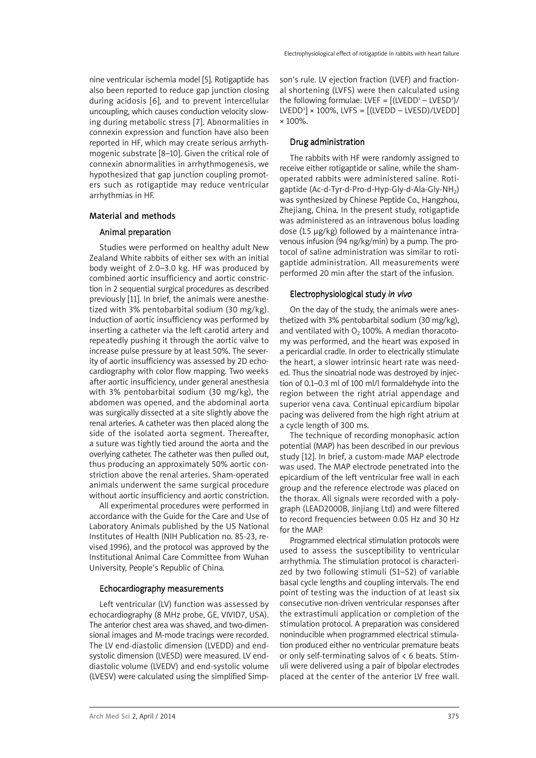nine ventricular ischemia model [5]. Rotigaptide has also been reported to reduce gap junction closing during acidosis [6], and to prevent intercellular uncoupling, which causes conduction velocity slowing during metabolic stress [7]. Abnormalities in connexin expression and function have also been reported in HF, which may create serious arrhythmogenic substrate [8–10]. Given the critical role of connexin abnormalities in arrhythmogenesis, we hypothesized that gap junction coupling promoters such as rotigaptide may reduce ventricular arrhythmias in HF.

## Material and methods

### Animal preparation

Studies were performed on healthy adult New Zealand White rabbits of either sex with an initial body weight of 2.0–3.0 kg. HF was produced by combined aortic insufficiency and aortic constriction in 2 sequential surgical procedures as described previously [11]. In brief, the animals were anesthetized with 3% pentobarbital sodium (30 mg/kg). Induction of aortic insufficiency was performed by inserting a catheter via the left carotid artery and repeatedly pushing it through the aortic valve to increase pulse pressure by at least 50%. The severity of aortic insufficiency was assessed by 2D echocardiography with color flow mapping. Two weeks after aortic insufficiency, under general anesthesia with 3% pentobarbital sodium (30 mg/kg), the abdomen was opened, and the abdominal aorta was surgically dissected at a site slightly above the renal arteries. A catheter was then placed along the side of the isolated aorta segment. Thereafter, a suture was tightly tied around the aorta and the overlying catheter. The catheter was then pulled out, thus producing an approximately 50% aortic constriction above the renal arteries. Sham-operated animals underwent the same surgical procedure without aortic insufficiency and aortic constriction.

All experimental procedures were performed in accordance with the Guide for the Care and Use of Laboratory Animals published by the US National Institutes of Health (NIH Publication no. 85-23, revised 1996), and the protocol was approved by the Institutional Animal Care Committee from Wuhan University, People's Republic of China.

### Echocardiography measurements

Left ventricular (LV) function was assessed by echocardiography (8 MHz probe, GE, VIVID7, USA). The anterior chest area was shaved, and two-dimensional images and M-mode tracings were recorded. The LV end-diastolic dimension (LVEDD) and end-systolic dimension (LVESD) were measured. LV end-diastolic volume (LVEDV) and end-systolic volume (LVESV) were calculated using the simplified Simpson's rule. LV ejection fraction (LVEF) and fractional shortening (LVFS) were then calculated using the following formulae: $LVEF = [(LVEDD^3 - LVESD^3)/LVEDD^3] \times 100\%$, $LVFS = [(LVEDD - LVESD)/LVEDD] \times 100\%$.

### Drug administration

The rabbits with HF were randomly assigned to receive either rotigaptide or saline, while the sham-operated rabbits were administered saline. Rotigaptide (Ac-d-Tyr-d-Pro-d-Hyp-Gly-d-Ala-Gly-$NH_2$) was synthesized by Chinese Peptide Co., Hangzhou, Zhejiang, China. In the present study, rotigaptide was administered as an intravenous bolus loading dose (1.5 µg/kg) followed by a maintenance intravenous infusion (94 ng/kg/min) by a pump. The protocol of saline administration was similar to rotigaptide administration. All measurements were performed 20 min after the start of the infusion.

### Electrophysiological study *in vivo*

On the day of the study, the animals were anesthetized with 3% pentobarbital sodium (30 mg/kg), and ventilated with $O_2$ 100%. A median thoracotomy was performed, and the heart was exposed in a pericardial cradle. In order to electrically stimulate the heart, a slower intrinsic heart rate was needed. Thus the sinoatrial node was destroyed by injection of 0.1–0.3 ml of 100 ml/l formaldehyde into the region between the right atrial appendage and superior vena cava. Continual epicardium bipolar pacing was delivered from the high right atrium at a cycle length of 300 ms.

The technique of recording monophasic action potential (MAP) has been described in our previous study [12]. In brief, a custom-made MAP electrode was used. The MAP electrode penetrated into the epicardium of the left ventricular free wall in each group and the reference electrode was placed on the thorax. All signals were recorded with a polygraph (LEAD2000B, Jinjiang Ltd) and were filtered to record frequencies between 0.05 Hz and 30 Hz for the MAP.

Programmed electrical stimulation protocols were used to assess the susceptibility to ventricular arrhythmia. The stimulation protocol is characterized by two following stimuli (S1–S2) of variable basal cycle lengths and coupling intervals. The end point of testing was the induction of at least six consecutive non-driven ventricular responses after the extrastimuli application or completion of the stimulation protocol. A preparation was considered noninducible when programmed electrical stimulation produced either no ventricular premature beats or only self-terminating salvos of < 6 beats. Stimuli were delivered using a pair of bipolar electrodes placed at the center of the anterior LV free wall.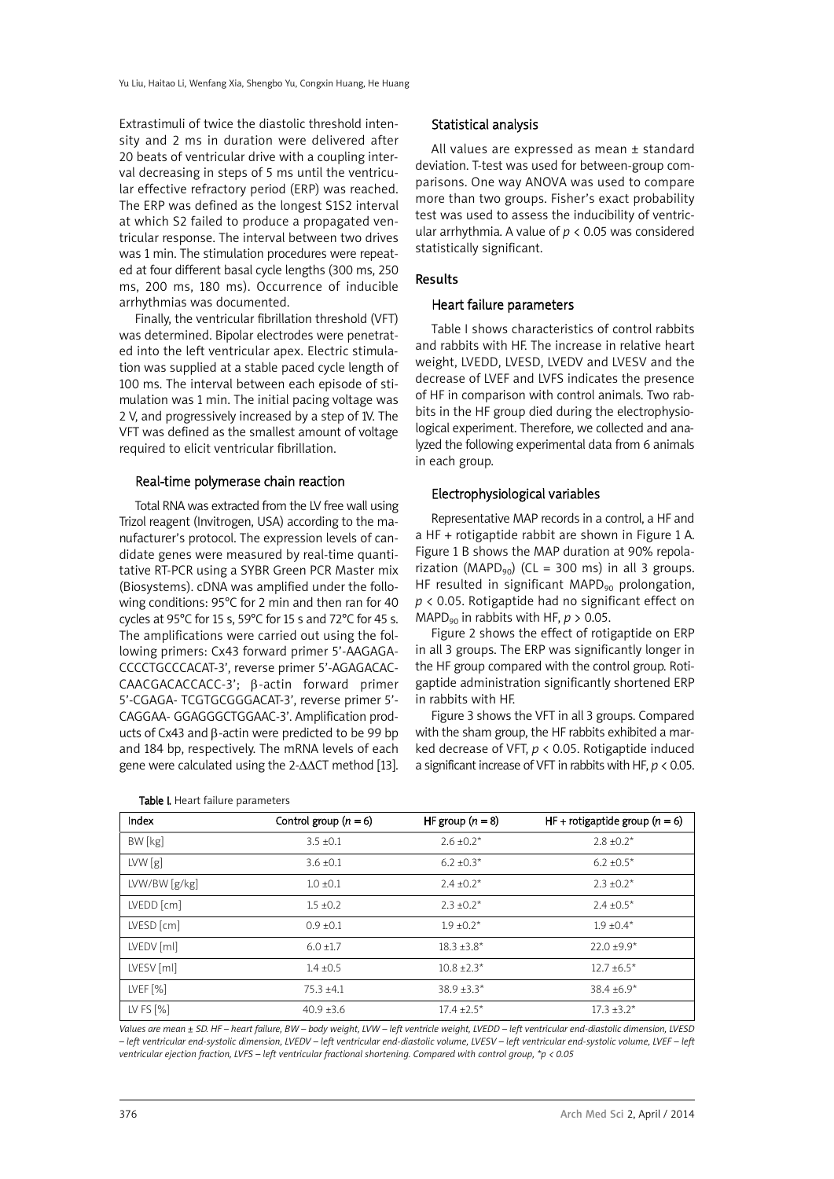Extrastimuli of twice the diastolic threshold intensity and 2 ms in duration were delivered after 20 beats of ventricular drive with a coupling interval decreasing in steps of 5 ms until the ventricular effective refractory period (ERP) was reached. The ERP was defined as the longest S1S2 interval at which S2 failed to produce a propagated ventricular response. The interval between two drives was 1 min. The stimulation procedures were repeated at four different basal cycle lengths (300 ms, 250 ms, 200 ms, 180 ms). Occurrence of inducible arrhythmias was documented.

Finally, the ventricular fibrillation threshold (VFT) was determined. Bipolar electrodes were penetrated into the left ventricular apex. Electric stimulation was supplied at a stable paced cycle length of 100 ms. The interval between each episode of stimulation was 1 min. The initial pacing voltage was 2 V, and progressively increased by a step of 1V. The VFT was defined as the smallest amount of voltage required to elicit ventricular fibrillation.

### Real-time polymerase chain reaction

Total RNA was extracted from the LV free wall using Trizol reagent (Invitrogen, USA) according to the manufacturer's protocol. The expression levels of candidate genes were measured by real-time quantitative RT-PCR using a SYBR Green PCR Master mix (Biosystems). cDNA was amplified under the following conditions: 95°C for 2 min and then ran for 40 cycles at 95°C for 15 s, 59°C for 15 s and 72°C for 45 s. The amplifications were carried out using the following primers: Cx43 forward primer 5'-AAGAGA-CCCCTGCCCACAT-3', reverse primer 5'-AGAGACAC-CAACGACACCACC-3'; β-actin forward primer 5'-CGAGA- TCGTGCGGGACAT-3', reverse primer 5'-CAGGAA- GGAGGGCTGGAAC-3'. Amplification products of Cx43 and β-actin were predicted to be 99 bp and 184 bp, respectively. The mRNA levels of each gene were calculated using the 2-ΔΔCT method [13].

### Statistical analysis

All values are expressed as mean ± standard deviation. T-test was used for between-group comparisons. One way ANOVA was used to compare more than two groups. Fisher's exact probability test was used to assess the inducibility of ventricular arrhythmia. A value of $p < 0.05$ was considered statistically significant.

## Results

### Heart failure parameters

Table I shows characteristics of control rabbits and rabbits with HF. The increase in relative heart weight, LVEDD, LVESD, LVEDV and LVESV and the decrease of LVEF and LVFS indicates the presence of HF in comparison with control animals. Two rabbits in the HF group died during the electrophysiological experiment. Therefore, we collected and analyzed the following experimental data from 6 animals in each group.

### Electrophysiological variables

Representative MAP records in a control, a HF and a HF + rotigaptide rabbit are shown in Figure 1 A. Figure 1 B shows the MAP duration at 90% repolarization ($MAPD_{90}$) (CL = 300 ms) in all 3 groups. HF resulted in significant $MAPD_{90}$ prolongation, $p < 0.05$. Rotigaptide had no significant effect on $MAPD_{90}$ in rabbits with HF, $p > 0.05$.

Figure 2 shows the effect of rotigaptide on ERP in all 3 groups. The ERP was significantly longer in the HF group compared with the control group. Rotigaptide administration significantly shortened ERP in rabbits with HF.

Figure 3 shows the VFT in all 3 groups. Compared with the sham group, the HF rabbits exhibited a marked decrease of VFT, $p < 0.05$. Rotigaptide induced a significant increase of VFT in rabbits with HF, $p < 0.05$.

**Table I.** Heart failure parameters

| Index | Control group (*n* = 6) | HF group (*n* = 8) | HF + rotigaptide group (*n* = 6) |
|---|---|---|---|
| BW [kg] | 3.5 ±0.1 | 2.6 ±0.2* | 2.8 ±0.2* |
| LVW [g] | 3.6 ±0.1 | 6.2 ±0.3* | 6.2 ±0.5* |
| LVW/BW [g/kg] | 1.0 ±0.1 | 2.4 ±0.2* | 2.3 ±0.2* |
| LVEDD [cm] | 1.5 ±0.2 | 2.3 ±0.2* | 2.4 ±0.5* |
| LVESD [cm] | 0.9 ±0.1 | 1.9 ±0.2* | 1.9 ±0.4* |
| LVEDV [ml] | 6.0 ±1.7 | 18.3 ±3.8* | 22.0 ±9.9* |
| LVESV [ml] | 1.4 ±0.5 | 10.8 ±2.3* | 12.7 ±6.5* |
| LVEF [%] | 75.3 ±4.1 | 38.9 ±3.3* | 38.4 ±6.9* |
| LV FS [%] | 40.9 ±3.6 | 17.4 ±2.5* | 17.3 ±3.2* |

*Values are mean ± SD. HF – heart failure, BW – body weight, LVW – left ventricle weight, LVEDD – left ventricular end-diastolic dimension, LVESD – left ventricular end-systolic dimension, LVEDV – left ventricular end-diastolic volume, LVESV – left ventricular end-systolic volume, LVEF – left ventricular ejection fraction, LVFS – left ventricular fractional shortening. Compared with control group, *p < 0.05*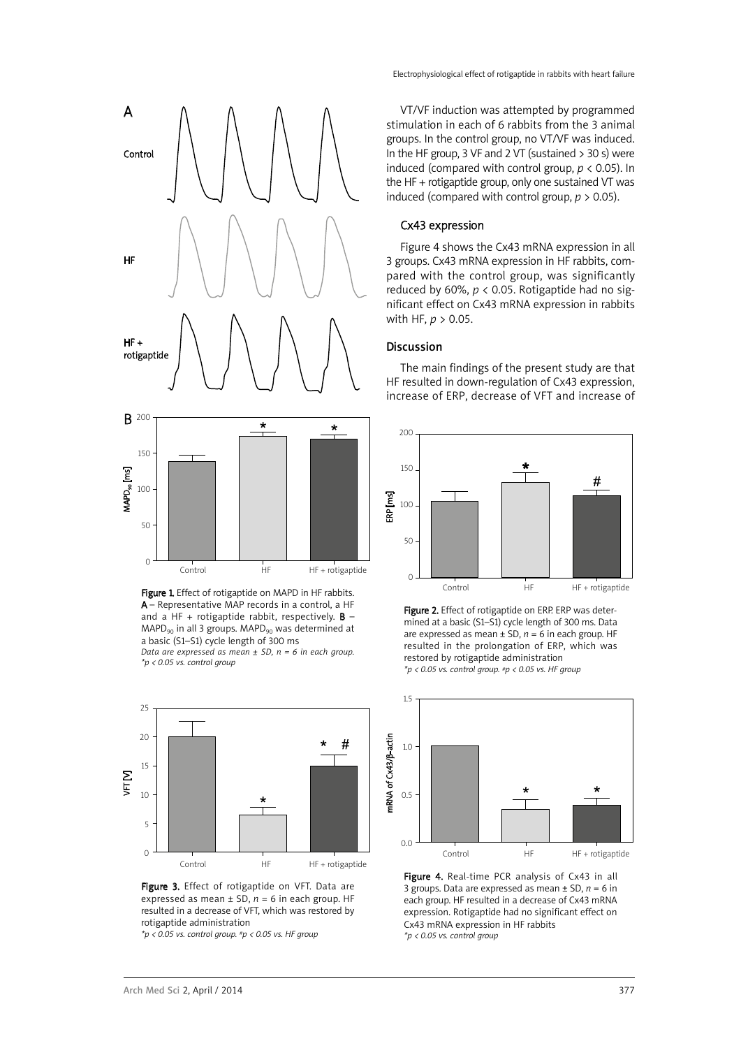Figure 1. Effect of rotigaptide on MAPD in HF rabbits. A – Representative MAP records in a control, a HF and a HF + rotigaptide rabbit, respectively. B – $MAPD_{90}$ in all 3 groups. $MAPD_{90}$ was determined at a basic (S1–S1) cycle length of 300 ms

*Data are expressed as mean ± SD, n = 6 in each group. *p < 0.05 vs. control group*

Figure 3. Effect of rotigaptide on VFT. Data are expressed as mean ± SD, $n$ = 6 in each group. HF resulted in a decrease of VFT, which was restored by rotigaptide administration

*\*p < 0.05 vs. control group. #p < 0.05 vs. HF group*

VT/VF induction was attempted by programmed stimulation in each of 6 rabbits from the 3 animal groups. In the control group, no VT/VF was induced. In the HF group, 3 VF and 2 VT (sustained > 30 s) were induced (compared with control group, $p < 0.05$). In the HF + rotigaptide group, only one sustained VT was induced (compared with control group, $p > 0.05$).

### Cx43 expression

Figure 4 shows the Cx43 mRNA expression in all 3 groups. Cx43 mRNA expression in HF rabbits, compared with the control group, was significantly reduced by 60%, $p < 0.05$. Rotigaptide had no significant effect on Cx43 mRNA expression in rabbits with HF, $p > 0.05$.

## Discussion

The main findings of the present study are that HF resulted in down-regulation of Cx43 expression, increase of ERP, decrease of VFT and increase of

Figure 2. Effect of rotigaptide on ERP. ERP was determined at a basic (S1–S1) cycle length of 300 ms. Data are expressed as mean ± SD, $n$ = 6 in each group. HF resulted in the prolongation of ERP, which was restored by rotigaptide administration

*\*p < 0.05 vs. control group. #p < 0.05 vs. HF group*

Figure 4. Real-time PCR analysis of Cx43 in all 3 groups. Data are expressed as mean ± SD, $n$ = 6 in each group. HF resulted in a decrease of Cx43 mRNA expression. Rotigaptide had no significant effect on Cx43 mRNA expression in HF rabbits

*\*p < 0.05 vs. control group*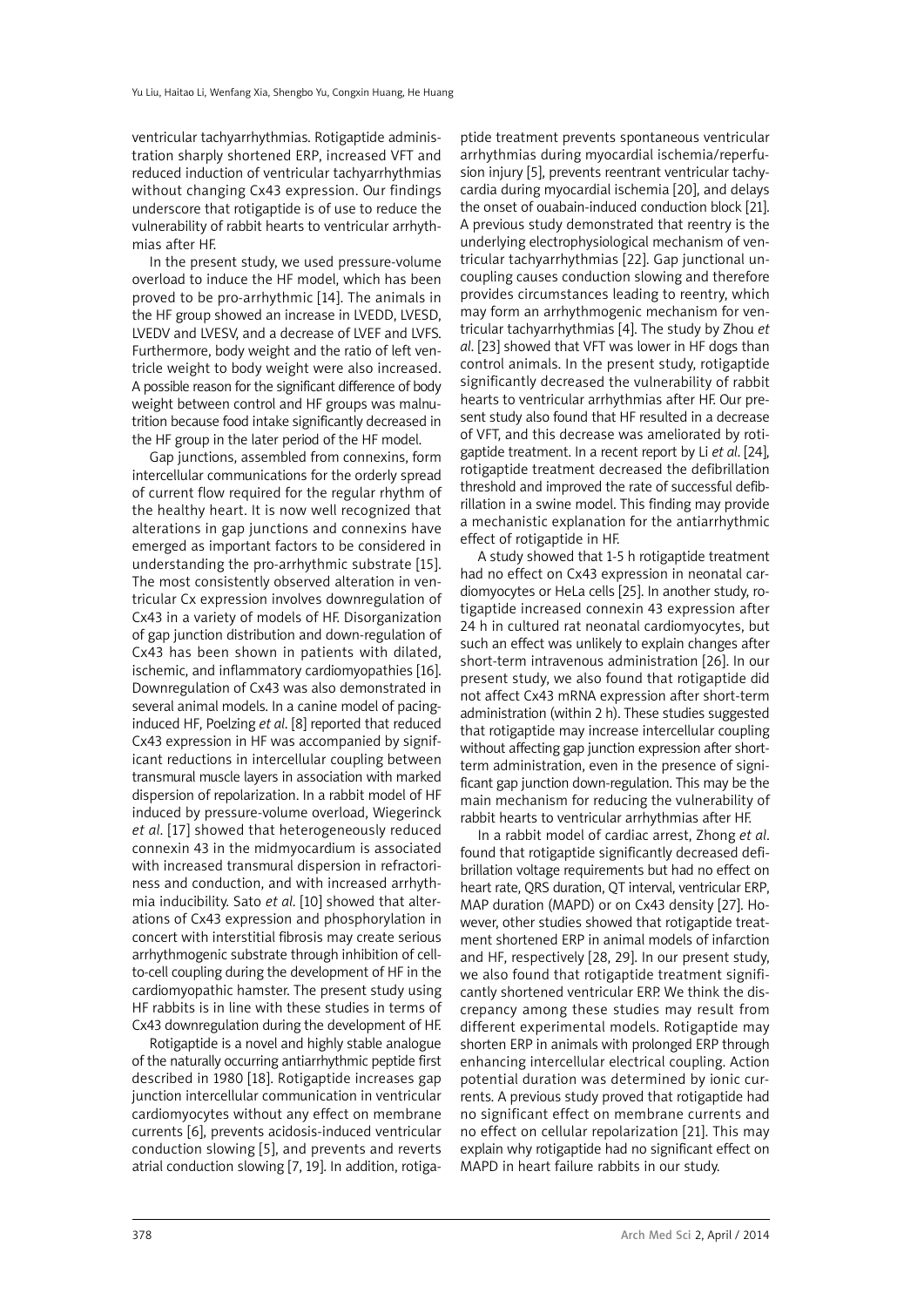ventricular tachyarrhythmias. Rotigaptide administration sharply shortened ERP, increased VFT and reduced induction of ventricular tachyarrhythmias without changing Cx43 expression. Our findings underscore that rotigaptide is of use to reduce the vulnerability of rabbit hearts to ventricular arrhythmias after HF.

In the present study, we used pressure-volume overload to induce the HF model, which has been proved to be pro-arrhythmic [14]. The animals in the HF group showed an increase in LVEDD, LVESD, LVEDV and LVESV, and a decrease of LVEF and LVFS. Furthermore, body weight and the ratio of left ventricle weight to body weight were also increased. A possible reason for the significant difference of body weight between control and HF groups was malnutrition because food intake significantly decreased in the HF group in the later period of the HF model.

Gap junctions, assembled from connexins, form intercellular communications for the orderly spread of current flow required for the regular rhythm of the healthy heart. It is now well recognized that alterations in gap junctions and connexins have emerged as important factors to be considered in understanding the pro-arrhythmic substrate [15]. The most consistently observed alteration in ventricular Cx expression involves downregulation of Cx43 in a variety of models of HF. Disorganization of gap junction distribution and down-regulation of Cx43 has been shown in patients with dilated, ischemic, and inflammatory cardiomyopathies [16]. Downregulation of Cx43 was also demonstrated in several animal models. In a canine model of pacing-induced HF, Poelzing *et al*. [8] reported that reduced Cx43 expression in HF was accompanied by significant reductions in intercellular coupling between transmural muscle layers in association with marked dispersion of repolarization. In a rabbit model of HF induced by pressure-volume overload, Wiegerinck *et al*. [17] showed that heterogeneously reduced connexin 43 in the midmyocardium is associated with increased transmural dispersion in refractoriness and conduction, and with increased arrhythmia inducibility. Sato *et al*. [10] showed that alterations of Cx43 expression and phosphorylation in concert with interstitial fibrosis may create serious arrhythmogenic substrate through inhibition of cell-to-cell coupling during the development of HF in the cardiomyopathic hamster. The present study using HF rabbits is in line with these studies in terms of Cx43 downregulation during the development of HF.

Rotigaptide is a novel and highly stable analogue of the naturally occurring antiarrhythmic peptide first described in 1980 [18]. Rotigaptide increases gap junction intercellular communication in ventricular cardiomyocytes without any effect on membrane currents [6], prevents acidosis-induced ventricular conduction slowing [5], and prevents and reverts atrial conduction slowing [7, 19]. In addition, rotigaptide treatment prevents spontaneous ventricular arrhythmias during myocardial ischemia/reperfusion injury [5], prevents reentrant ventricular tachycardia during myocardial ischemia [20], and delays the onset of ouabain-induced conduction block [21]. A previous study demonstrated that reentry is the underlying electrophysiological mechanism of ventricular tachyarrhythmias [22]. Gap junctional uncoupling causes conduction slowing and therefore provides circumstances leading to reentry, which may form an arrhythmogenic mechanism for ventricular tachyarrhythmias [4]. The study by Zhou *et al*. [23] showed that VFT was lower in HF dogs than control animals. In the present study, rotigaptide significantly decreased the vulnerability of rabbit hearts to ventricular arrhythmias after HF. Our present study also found that HF resulted in a decrease of VFT, and this decrease was ameliorated by rotigaptide treatment. In a recent report by Li *et al*. [24], rotigaptide treatment decreased the defibrillation threshold and improved the rate of successful defibrillation in a swine model. This finding may provide a mechanistic explanation for the antiarrhythmic effect of rotigaptide in HF.

A study showed that 1-5 h rotigaptide treatment had no effect on Cx43 expression in neonatal cardiomyocytes or HeLa cells [25]. In another study, rotigaptide increased connexin 43 expression after 24 h in cultured rat neonatal cardiomyocytes, but such an effect was unlikely to explain changes after short-term intravenous administration [26]. In our present study, we also found that rotigaptide did not affect Cx43 mRNA expression after short-term administration (within 2 h). These studies suggested that rotigaptide may increase intercellular coupling without affecting gap junction expression after short-term administration, even in the presence of significant gap junction down-regulation. This may be the main mechanism for reducing the vulnerability of rabbit hearts to ventricular arrhythmias after HF.

In a rabbit model of cardiac arrest, Zhong *et al*. found that rotigaptide significantly decreased defibrillation voltage requirements but had no effect on heart rate, QRS duration, QT interval, ventricular ERP, MAP duration (MAPD) or on Cx43 density [27]. However, other studies showed that rotigaptide treatment shortened ERP in animal models of infarction and HF, respectively [28, 29]. In our present study, we also found that rotigaptide treatment significantly shortened ventricular ERP. We think the discrepancy among these studies may result from different experimental models. Rotigaptide may shorten ERP in animals with prolonged ERP through enhancing intercellular electrical coupling. Action potential duration was determined by ionic currents. A previous study proved that rotigaptide had no significant effect on membrane currents and no effect on cellular repolarization [21]. This may explain why rotigaptide had no significant effect on MAPD in heart failure rabbits in our study.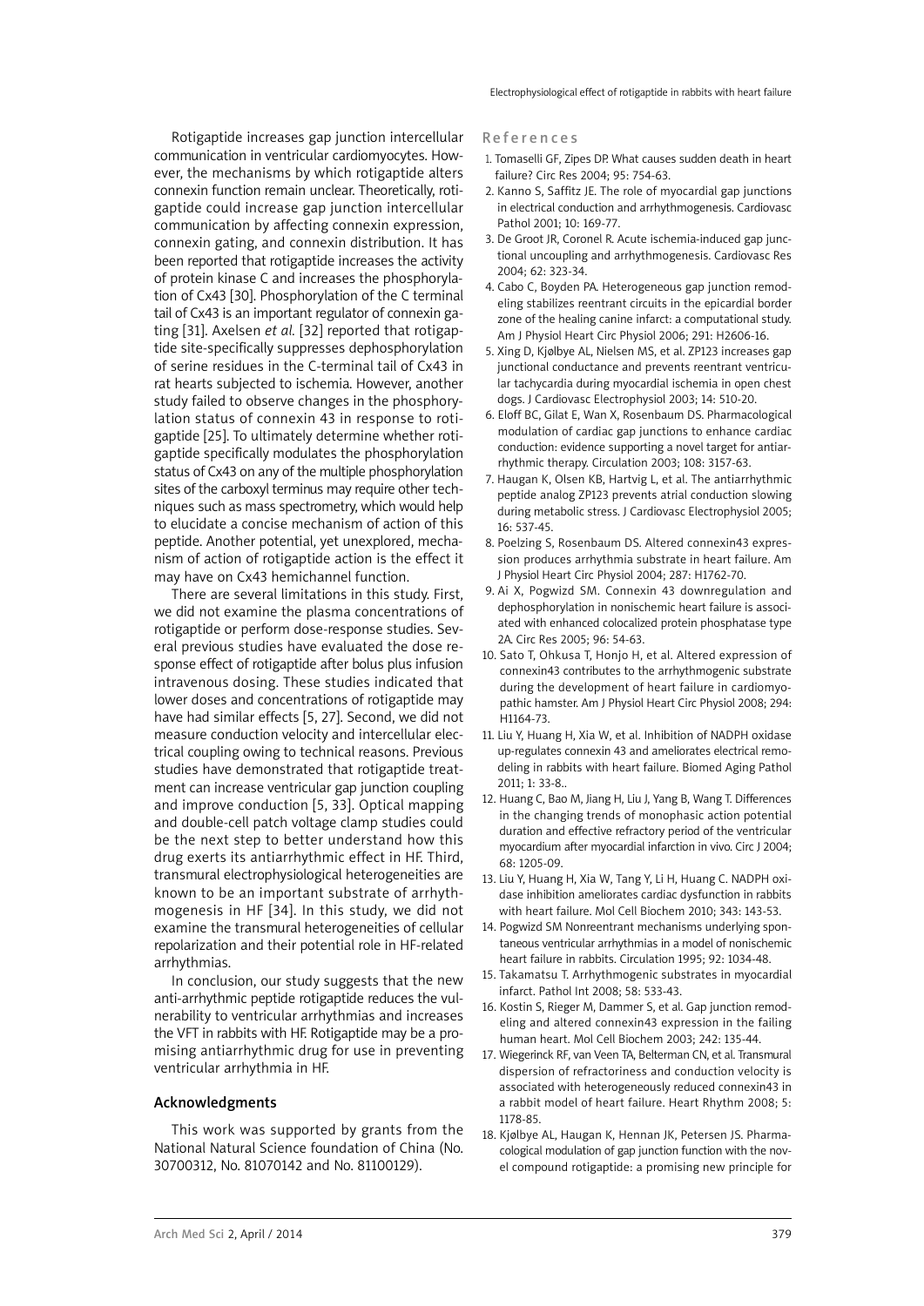Rotigaptide increases gap junction intercellular communication in ventricular cardiomyocytes. However, the mechanisms by which rotigaptide alters connexin function remain unclear. Theoretically, rotigaptide could increase gap junction intercellular communication by affecting connexin expression, connexin gating, and connexin distribution. It has been reported that rotigaptide increases the activity of protein kinase C and increases the phosphorylation of Cx43 [30]. Phosphorylation of the C terminal tail of Cx43 is an important regulator of connexin gating [31]. Axelsen *et al.* [32] reported that rotigaptide site-specifically suppresses dephosphorylation of serine residues in the C-terminal tail of Cx43 in rat hearts subjected to ischemia. However, another study failed to observe changes in the phosphorylation status of connexin 43 in response to rotigaptide [25]. To ultimately determine whether rotigaptide specifically modulates the phosphorylation status of Cx43 on any of the multiple phosphorylation sites of the carboxyl terminus may require other techniques such as mass spectrometry, which would help to elucidate a concise mechanism of action of this peptide. Another potential, yet unexplored, mechanism of action of rotigaptide action is the effect it may have on Cx43 hemichannel function.

There are several limitations in this study. First, we did not examine the plasma concentrations of rotigaptide or perform dose-response studies. Several previous studies have evaluated the dose response effect of rotigaptide after bolus plus infusion intravenous dosing. These studies indicated that lower doses and concentrations of rotigaptide may have had similar effects [5, 27]. Second, we did not measure conduction velocity and intercellular electrical coupling owing to technical reasons. Previous studies have demonstrated that rotigaptide treatment can increase ventricular gap junction coupling and improve conduction [5, 33]. Optical mapping and double-cell patch voltage clamp studies could be the next step to better understand how this drug exerts its antiarrhythmic effect in HF. Third, transmural electrophysiological heterogeneities are known to be an important substrate of arrhythmogenesis in HF [34]. In this study, we did not examine the transmural heterogeneities of cellular repolarization and their potential role in HF-related arrhythmias.

In conclusion, our study suggests that the new anti-arrhythmic peptide rotigaptide reduces the vulnerability to ventricular arrhythmias and increases the VFT in rabbits with HF. Rotigaptide may be a promising antiarrhythmic drug for use in preventing ventricular arrhythmia in HF.

## Acknowledgments

This work was supported by grants from the National Natural Science foundation of China (No. 30700312, No. 81070142 and No. 81100129).

## References

1. Tomaselli GF, Zipes DP. What causes sudden death in heart failure? Circ Res 2004; 95: 754-63.
2. Kanno S, Saffitz JE. The role of myocardial gap junctions in electrical conduction and arrhythmogenesis. Cardiovasc Pathol 2001; 10: 169-77.
3. De Groot JR, Coronel R. Acute ischemia-induced gap junctional uncoupling and arrhythmogenesis. Cardiovasc Res 2004; 62: 323-34.
4. Cabo C, Boyden PA. Heterogeneous gap junction remodeling stabilizes reentrant circuits in the epicardial border zone of the healing canine infarct: a computational study. Am J Physiol Heart Circ Physiol 2006; 291: H2606-16.
5. Xing D, Kjølbye AL, Nielsen MS, et al. ZP123 increases gap junctional conductance and prevents reentrant ventricular tachycardia during myocardial ischemia in open chest dogs. J Cardiovasc Electrophysiol 2003; 14: 510-20.
6. Eloff BC, Gilat E, Wan X, Rosenbaum DS. Pharmacological modulation of cardiac gap junctions to enhance cardiac conduction: evidence supporting a novel target for antiarrhythmic therapy. Circulation 2003; 108: 3157-63.
7. Haugan K, Olsen KB, Hartvig L, et al. The antiarrhythmic peptide analog ZP123 prevents atrial conduction slowing during metabolic stress. J Cardiovasc Electrophysiol 2005; 16: 537-45.
8. Poelzing S, Rosenbaum DS. Altered connexin43 expression produces arrhythmia substrate in heart failure. Am J Physiol Heart Circ Physiol 2004; 287: H1762-70.
9. Ai X, Pogwizd SM. Connexin 43 downregulation and dephosphorylation in nonischemic heart failure is associated with enhanced colocalized protein phosphatase type 2A. Circ Res 2005; 96: 54-63.
10. Sato T, Ohkusa T, Honjo H, et al. Altered expression of connexin43 contributes to the arrhythmogenic substrate during the development of heart failure in cardiomyopathic hamster. Am J Physiol Heart Circ Physiol 2008; 294: H1164-73.
11. Liu Y, Huang H, Xia W, et al. Inhibition of NADPH oxidase up-regulates connexin 43 and ameliorates electrical remodeling in rabbits with heart failure. Biomed Aging Pathol 2011; 1: 33-8..
12. Huang C, Bao M, Jiang H, Liu J, Yang B, Wang T. Differences in the changing trends of monophasic action potential duration and effective refractory period of the ventricular myocardium after myocardial infarction in vivo. Circ J 2004; 68: 1205-09.
13. Liu Y, Huang H, Xia W, Tang Y, Li H, Huang C. NADPH oxidase inhibition ameliorates cardiac dysfunction in rabbits with heart failure. Mol Cell Biochem 2010; 343: 143-53.
14. Pogwizd SM Nonreentrant mechanisms underlying spontaneous ventricular arrhythmias in a model of nonischemic heart failure in rabbits. Circulation 1995; 92: 1034-48.
15. Takamatsu T. Arrhythmogenic substrates in myocardial infarct. Pathol Int 2008; 58: 533-43.
16. Kostin S, Rieger M, Dammer S, et al. Gap junction remodeling and altered connexin43 expression in the failing human heart. Mol Cell Biochem 2003; 242: 135-44.
17. Wiegerinck RF, van Veen TA, Belterman CN, et al. Transmural dispersion of refractoriness and conduction velocity is associated with heterogeneously reduced connexin43 in a rabbit model of heart failure. Heart Rhythm 2008; 5: 1178-85.
18. Kjølbye AL, Haugan K, Hennan JK, Petersen JS. Pharmacological modulation of gap junction function with the novel compound rotigaptide: a promising new principle for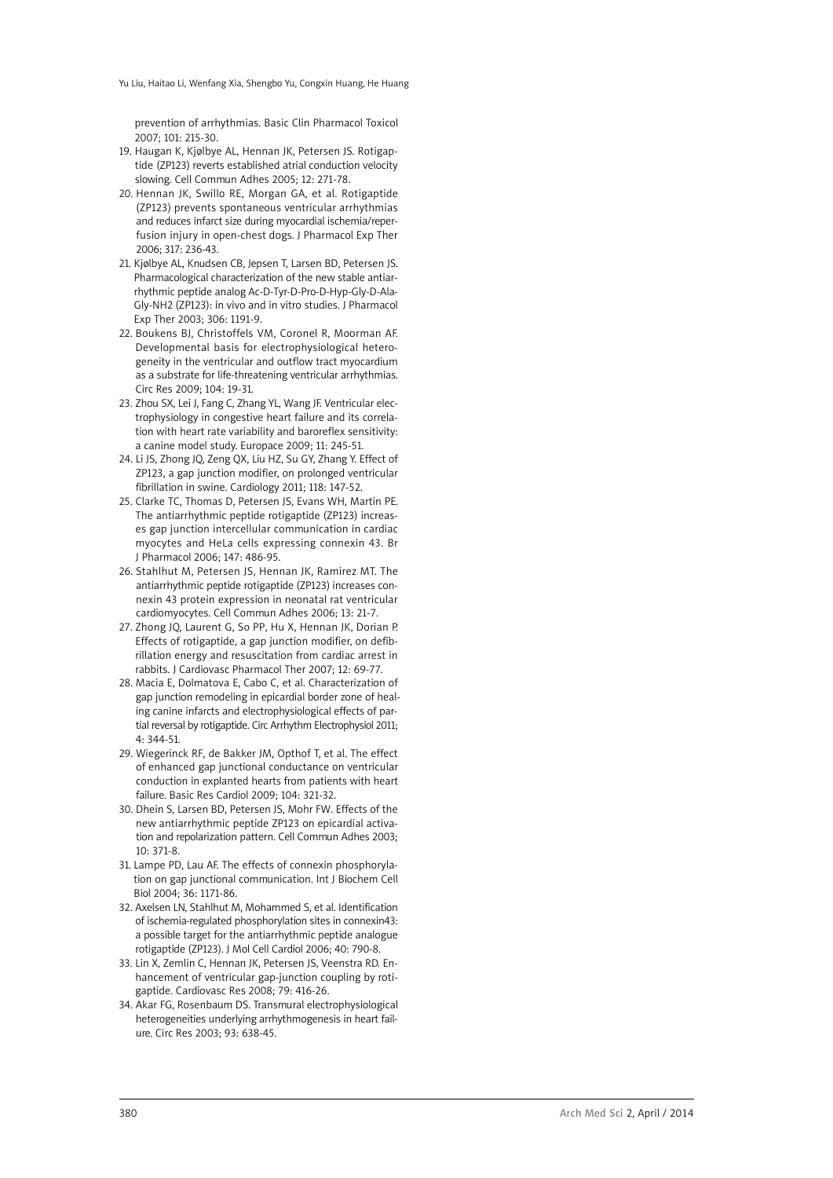prevention of arrhythmias. Basic Clin Pharmacol Toxicol 2007; 101: 215-30.

19. Haugan K, Kjølbye AL, Hennan JK, Petersen JS. Rotigaptide (ZP123) reverts established atrial conduction velocity slowing. Cell Commun Adhes 2005; 12: 271-78.
20. Hennan JK, Swillo RE, Morgan GA, et al. Rotigaptide (ZP123) prevents spontaneous ventricular arrhythmias and reduces infarct size during myocardial ischemia/reperfusion injury in open-chest dogs. J Pharmacol Exp Ther 2006; 317: 236-43.
21. Kjølbye AL, Knudsen CB, Jepsen T, Larsen BD, Petersen JS. Pharmacological characterization of the new stable antiarrhythmic peptide analog Ac-D-Tyr-D-Pro-D-Hyp-Gly-D-Ala-Gly-NH2 (ZP123): in vivo and in vitro studies. J Pharmacol Exp Ther 2003; 306: 1191-9.
22. Boukens BJ, Christoffels VM, Coronel R, Moorman AF. Developmental basis for electrophysiological heterogeneity in the ventricular and outflow tract myocardium as a substrate for life-threatening ventricular arrhythmias. Circ Res 2009; 104: 19-31.
23. Zhou SX, Lei J, Fang C, Zhang YL, Wang JF. Ventricular electrophysiology in congestive heart failure and its correlation with heart rate variability and baroreflex sensitivity: a canine model study. Europace 2009; 11: 245-51.
24. Li JS, Zhong JQ, Zeng QX, Liu HZ, Su GY, Zhang Y. Effect of ZP123, a gap junction modifier, on prolonged ventricular fibrillation in swine. Cardiology 2011; 118: 147-52.
25. Clarke TC, Thomas D, Petersen JS, Evans WH, Martin PE. The antiarrhythmic peptide rotigaptide (ZP123) increases gap junction intercellular communication in cardiac myocytes and HeLa cells expressing connexin 43. Br J Pharmacol 2006; 147: 486-95.
26. Stahlhut M, Petersen JS, Hennan JK, Ramirez MT. The antiarrhythmic peptide rotigaptide (ZP123) increases connexin 43 protein expression in neonatal rat ventricular cardiomyocytes. Cell Commun Adhes 2006; 13: 21-7.
27. Zhong JQ, Laurent G, So PP, Hu X, Hennan JK, Dorian P. Effects of rotigaptide, a gap junction modifier, on defibrillation energy and resuscitation from cardiac arrest in rabbits. J Cardiovasc Pharmacol Ther 2007; 12: 69-77.
28. Macia E, Dolmatova E, Cabo C, et al. Characterization of gap junction remodeling in epicardial border zone of healing canine infarcts and electrophysiological effects of partial reversal by rotigaptide. Circ Arrhythm Electrophysiol 2011; 4: 344-51.
29. Wiegerinck RF, de Bakker JM, Opthof T, et al. The effect of enhanced gap junctional conductance on ventricular conduction in explanted hearts from patients with heart failure. Basic Res Cardiol 2009; 104: 321-32.
30. Dhein S, Larsen BD, Petersen JS, Mohr FW. Effects of the new antiarrhythmic peptide ZP123 on epicardial activation and repolarization pattern. Cell Commun Adhes 2003; 10: 371-8.
31. Lampe PD, Lau AF. The effects of connexin phosphorylation on gap junctional communication. Int J Biochem Cell Biol 2004; 36: 1171-86.
32. Axelsen LN, Stahlhut M, Mohammed S, et al. Identification of ischemia-regulated phosphorylation sites in connexin43: a possible target for the antiarrhythmic peptide analogue rotigaptide (ZP123). J Mol Cell Cardiol 2006; 40: 790-8.
33. Lin X, Zemlin C, Hennan JK, Petersen JS, Veenstra RD. Enhancement of ventricular gap-junction coupling by rotigaptide. Cardiovasc Res 2008; 79: 416-26.
34. Akar FG, Rosenbaum DS. Transmural electrophysiological heterogeneities underlying arrhythmogenesis in heart failure. Circ Res 2003; 93: 638-45.